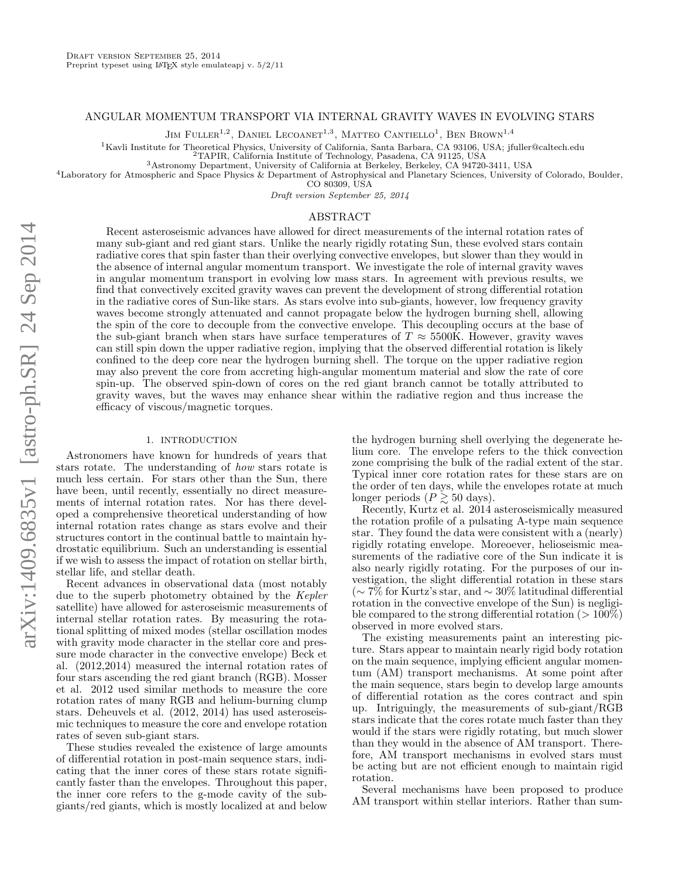Draft version September 25, 2014
Preprint typeset using LaTeX style emulateapj v. 5/2/11

# ANGULAR MOMENTUM TRANSPORT VIA INTERNAL GRAVITY WAVES IN EVOLVING STARS

Jim Fuller[1,2], Daniel Lecoanet[1,3], Matteo Cantiello[1], Ben Brown[1,4]

[1]Kavli Institute for Theoretical Physics, University of California, Santa Barbara, CA 93106, USA; jfuller@caltech.edu
[2]TAPIR, California Institute of Technology, Pasadena, CA 91125, USA
[3]Astronomy Department, University of California at Berkeley, Berkeley, CA 94720-3411, USA
[4]Laboratory for Atmospheric and Space Physics & Department of Astrophysical and Planetary Sciences, University of Colorado, Boulder, CO 80309, USA

*Draft version September 25, 2014*

## ABSTRACT

Recent asteroseismic advances have allowed for direct measurements of the internal rotation rates of many sub-giant and red giant stars. Unlike the nearly rigidly rotating Sun, these evolved stars contain radiative cores that spin faster than their overlying convective envelopes, but slower than they would in the absence of internal angular momentum transport. We investigate the role of internal gravity waves in angular momentum transport in evolving low mass stars. In agreement with previous results, we find that convectively excited gravity waves can prevent the development of strong differential rotation in the radiative cores of Sun-like stars. As stars evolve into sub-giants, however, low frequency gravity waves become strongly attenuated and cannot propagate below the hydrogen burning shell, allowing the spin of the core to decouple from the convective envelope. This decoupling occurs at the base of the sub-giant branch when stars have surface temperatures of $T \approx 5500$K. However, gravity waves can still spin down the upper radiative region, implying that the observed differential rotation is likely confined to the deep core near the hydrogen burning shell. The torque on the upper radiative region may also prevent the core from accreting high-angular momentum material and slow the rate of core spin-up. The observed spin-down of cores on the red giant branch cannot be totally attributed to gravity waves, but the waves may enhance shear within the radiative region and thus increase the efficacy of viscous/magnetic torques.

## 1. INTRODUCTION

Astronomers have known for hundreds of years that stars rotate. The understanding of *how* stars rotate is much less certain. For stars other than the Sun, there have been, until recently, essentially no direct measurements of internal rotation rates. Nor has there developed a comprehensive theoretical understanding of how internal rotation rates change as stars evolve and their structures contort in the continual battle to maintain hydrostatic equilibrium. Such an understanding is essential if we wish to assess the impact of rotation on stellar birth, stellar life, and stellar death.

Recent advances in observational data (most notably due to the superb photometry obtained by the *Kepler* satellite) have allowed for asteroseismic measurements of internal stellar rotation rates. By measuring the rotational splitting of mixed modes (stellar oscillation modes with gravity mode character in the stellar core and pressure mode character in the convective envelope) Beck et al. (2012,2014) measured the internal rotation rates of four stars ascending the red giant branch (RGB). Mosser et al. 2012 used similar methods to measure the core rotation rates of many RGB and helium-burning clump stars. Deheuvels et al. (2012, 2014) has used asteroseismic techniques to measure the core and envelope rotation rates of seven sub-giant stars.

These studies revealed the existence of large amounts of differential rotation in post-main sequence stars, indicating that the inner cores of these stars rotate significantly faster than the envelopes. Throughout this paper, the inner core refers to the g-mode cavity of the sub-giants/red giants, which is mostly localized at and below the hydrogen burning shell overlying the degenerate helium core. The envelope refers to the thick convection zone comprising the bulk of the radial extent of the star. Typical inner core rotation rates for these stars are on the order of ten days, while the envelopes rotate at much longer periods ($P \gtrsim 50$ days).

Recently, Kurtz et al. 2014 asteroseismically measured the rotation profile of a pulsating A-type main sequence star. They found the data were consistent with a (nearly) rigidly rotating envelope. Moreoever, helioseismic measurements of the radiative core of the Sun indicate it is also nearly rigidly rotating. For the purposes of our investigation, the slight differential rotation in these stars ($\sim 7\%$ for Kurtz's star, and $\sim 30\%$ latitudinal differential rotation in the convective envelope of the Sun) is negligible compared to the strong differential rotation ($> 100\%$) observed in more evolved stars.

The existing measurements paint an interesting picture. Stars appear to maintain nearly rigid body rotation on the main sequence, implying efficient angular momentum (AM) transport mechanisms. At some point after the main sequence, stars begin to develop large amounts of differential rotation as the cores contract and spin up. Intriguingly, the measurements of sub-giant/RGB stars indicate that the cores rotate much faster than they would if the stars were rigidly rotating, but much slower than they would in the absence of AM transport. Therefore, AM transport mechanisms in evolved stars must be acting but are not efficient enough to maintain rigid rotation.

Several mechanisms have been proposed to produce AM transport within stellar interiors. Rather than sum-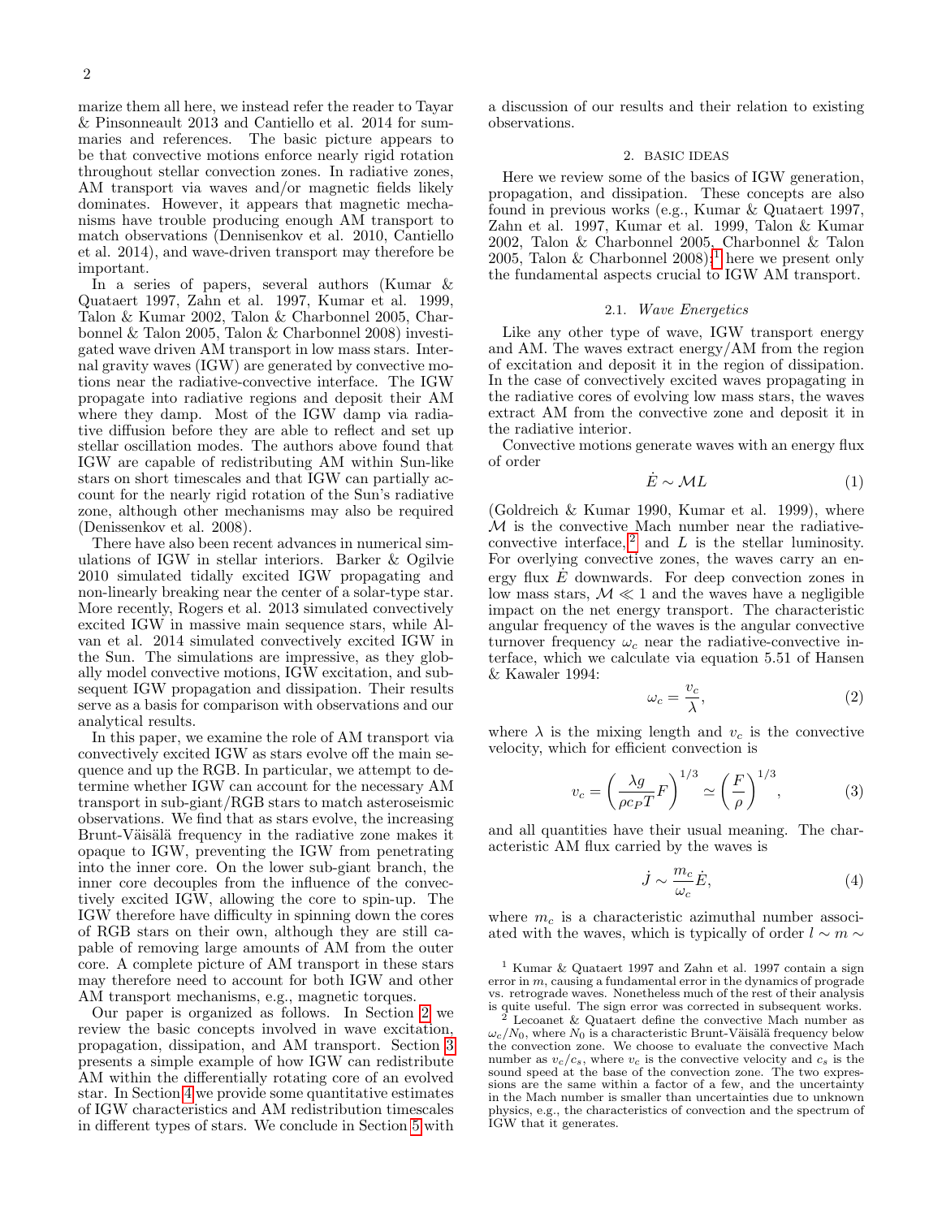marize them all here, we instead refer the reader to Tayar & Pinsonneault 2013 and Cantiello et al. 2014 for summaries and references. The basic picture appears to be that convective motions enforce nearly rigid rotation throughout stellar convection zones. In radiative zones, AM transport via waves and/or magnetic fields likely dominates. However, it appears that magnetic mechanisms have trouble producing enough AM transport to match observations (Dennisenkov et al. 2010, Cantiello et al. 2014), and wave-driven transport may therefore be important.

In a series of papers, several authors (Kumar & Quataert 1997, Zahn et al. 1997, Kumar et al. 1999, Talon & Kumar 2002, Talon & Charbonnel 2005, Charbonnel & Talon 2005, Talon & Charbonnel 2008) investigated wave driven AM transport in low mass stars. Internal gravity waves (IGW) are generated by convective motions near the radiative-convective interface. The IGW propagate into radiative regions and deposit their AM where they damp. Most of the IGW damp via radiative diffusion before they are able to reflect and set up stellar oscillation modes. The authors above found that IGW are capable of redistributing AM within Sun-like stars on short timescales and that IGW can partially account for the nearly rigid rotation of the Sun's radiative zone, although other mechanisms may also be required (Denissenkov et al. 2008).

There have also been recent advances in numerical simulations of IGW in stellar interiors. Barker & Ogilvie 2010 simulated tidally excited IGW propagating and non-linearly breaking near the center of a solar-type star. More recently, Rogers et al. 2013 simulated convectively excited IGW in massive main sequence stars, while Alvan et al. 2014 simulated convectively excited IGW in the Sun. The simulations are impressive, as they globally model convective motions, IGW excitation, and subsequent IGW propagation and dissipation. Their results serve as a basis for comparison with observations and our analytical results.

In this paper, we examine the role of AM transport via convectively excited IGW as stars evolve off the main sequence and up the RGB. In particular, we attempt to determine whether IGW can account for the necessary AM transport in sub-giant/RGB stars to match asteroseismic observations. We find that as stars evolve, the increasing Brunt-Väisälä frequency in the radiative zone makes it opaque to IGW, preventing the IGW from penetrating into the inner core. On the lower sub-giant branch, the inner core decouples from the influence of the convectively excited IGW, allowing the core to spin-up. The IGW therefore have difficulty in spinning down the cores of RGB stars on their own, although they are still capable of removing large amounts of AM from the outer core. A complete picture of AM transport in these stars may therefore need to account for both IGW and other AM transport mechanisms, e.g., magnetic torques.

Our paper is organized as follows. In Section 2 we review the basic concepts involved in wave excitation, propagation, dissipation, and AM transport. Section 3 presents a simple example of how IGW can redistribute AM within the differentially rotating core of an evolved star. In Section 4 we provide some quantitative estimates of IGW characteristics and AM redistribution timescales in different types of stars. We conclude in Section 5 with a discussion of our results and their relation to existing observations.

## 2. BASIC IDEAS

Here we review some of the basics of IGW generation, propagation, and dissipation. These concepts are also found in previous works (e.g., Kumar & Quataert 1997, Zahn et al. 1997, Kumar et al. 1999, Talon & Kumar 2002, Talon & Charbonnel 2005, Charbonnel & Talon 2005, Talon & Charbonnel 2008);[1] here we present only the fundamental aspects crucial to IGW AM transport.

### 2.1. *Wave Energetics*

Like any other type of wave, IGW transport energy and AM. The waves extract energy/AM from the region of excitation and deposit it in the region of dissipation. In the case of convectively excited waves propagating in the radiative cores of evolving low mass stars, the waves extract AM from the convective zone and deposit it in the radiative interior.

Convective motions generate waves with an energy flux of order

$$\dot{E} \sim \mathcal{M} L \tag{1}$$

(Goldreich & Kumar 1990, Kumar et al. 1999), where $\mathcal{M}$ is the convective Mach number near the radiative-convective interface,[2] and $L$ is the stellar luminosity. For overlying convective zones, the waves carry an energy flux $\dot{E}$ downwards. For deep convection zones in low mass stars, $\mathcal{M} \ll 1$ and the waves have a negligible impact on the net energy transport. The characteristic angular frequency of the waves is the angular convective turnover frequency $\omega_c$ near the radiative-convective interface, which we calculate via equation 5.51 of Hansen & Kawaler 1994:

$$\omega_c = \frac{v_c}{\lambda}, \tag{2}$$

where $\lambda$ is the mixing length and $v_c$ is the convective velocity, which for efficient convection is

$$v_c = \left( \frac{\lambda g}{\rho c_P T} F \right)^{1/3} \simeq \left( \frac{F}{\rho} \right)^{1/3}, \tag{3}$$

and all quantities have their usual meaning. The characteristic AM flux carried by the waves is

$$\dot{J} \sim \frac{m_c}{\omega_c} \dot{E}, \tag{4}$$

where $m_c$ is a characteristic azimuthal number associated with the waves, which is typically of order $l \sim m \sim$

[1] Kumar & Quataert 1997 and Zahn et al. 1997 contain a sign error in $m$, causing a fundamental error in the dynamics of prograde vs. retrograde waves. Nonetheless much of the rest of their analysis is quite useful. The sign error was corrected in subsequent works.

[2] Lecoanet & Quataert define the convective Mach number as $\omega_c/N_0$, where $N_0$ is a characteristic Brunt-Väisälä frequency below the convection zone. We choose to evaluate the convective Mach number as $v_c/c_s$, where $v_c$ is the convective velocity and $c_s$ is the sound speed at the base of the convection zone. The two expressions are the same within a factor of a few, and the uncertainty in the Mach number is smaller than uncertainties due to unknown physics, e.g., the characteristics of convection and the spectrum of IGW that it generates.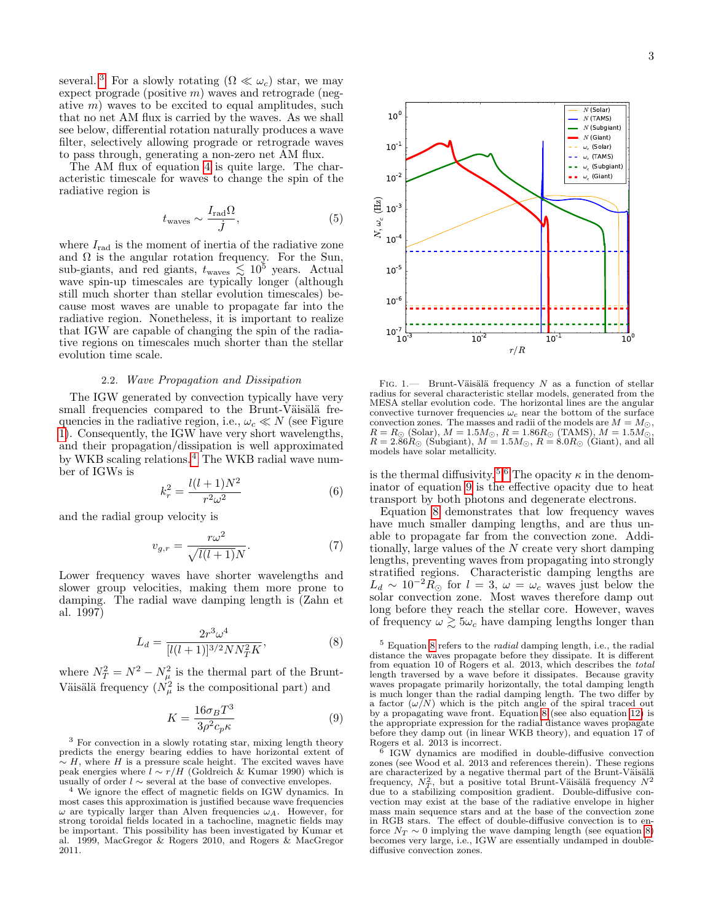several.[3] For a slowly rotating ($\Omega \ll \omega_c$) star, we may expect prograde (positive $m$) waves and retrograde (negative $m$) waves to be excited to equal amplitudes, such that no net AM flux is carried by the waves. As we shall see below, differential rotation naturally produces a wave filter, selectively allowing prograde or retrograde waves to pass through, generating a non-zero net AM flux.

The AM flux of equation 4 is quite large. The characteristic timescale for waves to change the spin of the radiative region is

$$t_{\rm waves} \sim \frac{I_{\rm rad}\Omega}{\dot{J}}, \tag{5}$$

where $I_{\rm rad}$ is the moment of inertia of the radiative zone and $\Omega$ is the angular rotation frequency. For the Sun, sub-giants, and red giants, $t_{\rm waves} \lesssim 10^5$ years. Actual wave spin-up timescales are typically longer (although still much shorter than stellar evolution timescales) because most waves are unable to propagate far into the radiative region. Nonetheless, it is important to realize that IGW are capable of changing the spin of the radiative regions on timescales much shorter than the stellar evolution time scale.

### 2.2. *Wave Propagation and Dissipation*

The IGW generated by convection typically have very small frequencies compared to the Brunt-Väisälä frequencies in the radiative region, i.e., $\omega_c \ll N$ (see Figure 1). Consequently, the IGW have very short wavelengths, and their propagation/dissipation is well approximated by WKB scaling relations.[4] The WKB radial wave number of IGWs is

$$k_r^2 = \frac{l(l+1)N^2}{r^2\omega^2} \tag{6}$$

and the radial group velocity is

$$v_{g,r} = \frac{r\omega^2}{\sqrt{l(l+1)}N}. \tag{7}$$

Lower frequency waves have shorter wavelengths and slower group velocities, making them more prone to damping. The radial wave damping length is (Zahn et al. 1997)

$$L_d = \frac{2r^3\omega^4}{[l(l+1)]^{3/2}NN_T^2K}, \tag{8}$$

where $N_T^2 = N^2 - N_\mu^2$ is the thermal part of the Brunt-Väisälä frequency ($N_\mu^2$ is the compositional part) and

$$K = \frac{16\sigma_B T^3}{3\rho^2 c_p \kappa} \tag{9}$$

is the thermal diffusivity.[5,6] The opacity $\kappa$ in the denominator of equation 9 is the effective opacity due to heat transport by both photons and degenerate electrons.

Equation 8 demonstrates that low frequency waves have much smaller damping lengths, and are thus unable to propagate far from the convection zone. Additionally, large values of the $N$ create very short damping lengths, preventing waves from propagating into strongly stratified regions. Characteristic damping lengths are $L_d \sim 10^{-2}R_\odot$ for $l=3$, $\omega = \omega_c$ waves just below the solar convection zone. Most waves therefore damp out long before they reach the stellar core. However, waves of frequency $\omega \gtrsim 5\omega_c$ have damping lengths longer than

FIG. 1.— Brunt-Väisälä frequency $N$ as a function of stellar radius for several characteristic stellar models, generated from the MESA stellar evolution code. The horizontal lines are the angular convective turnover frequencies $\omega_c$ near the bottom of the surface convection zones. The masses and radii of the models are $M = M_\odot$, $R = R_\odot$ (Solar), $M = 1.5M_\odot$, $R = 1.86R_\odot$ (TAMS), $M = 1.5M_\odot$, $R = 2.86R_\odot$ (Subgiant), $M = 1.5M_\odot$, $R = 8.0R_\odot$ (Giant), and all models have solar metallicity.

[3] For convection in a slowly rotating star, mixing length theory predicts the energy bearing eddies to have horizontal extent of $\sim H$, where $H$ is a pressure scale height. The excited waves have peak energies where $l \sim r/H$ (Goldreich & Kumar 1990) which is usually of order $l \sim$ several at the base of convective envelopes.

[4] We ignore the effect of magnetic fields on IGW dynamics. In most cases this approximation is justified because wave frequencies $\omega$ are typically larger than Alven frequencies $\omega_A$. However, for strong toroidal fields located in a tachocline, magnetic fields may be important. This possibility has been investigated by Kumar et al. 1999, MacGregor & Rogers 2010, and Rogers & MacGregor 2011.

[5] Equation 8 refers to the *radial* damping length, i.e., the radial distance the waves propagate before they dissipate. It is different from equation 10 of Rogers et al. 2013, which describes the *total* length traversed by a wave before it dissipates. Because gravity waves propagate primarily horizontally, the total damping length is much longer than the radial damping length. The two differ by a factor ($\omega/N$) which is the pitch angle of the spiral traced out by a propagating wave front. Equation 8 (see also equation 12) is the appropriate expression for the radial distance waves propagate before they damp out (in linear WKB theory), and equation 17 of Rogers et al. 2013 is incorrect.

[6] IGW dynamics are modified in double-diffusive convection zones (see Wood et al. 2013 and references therein). These regions are characterized by a negative thermal part of the Brunt-Väisälä frequency, $N_T^2$, but a positive total Brunt-Väisälä frequency $N^2$ due to a stabilizing composition gradient. Double-diffusive convection may exist at the base of the radiative envelope in higher mass main sequence stars and at the base of the convection zone in RGB stars. The effect of double-diffusive convection is to enforce $N_T \sim 0$ implying the wave damping length (see equation 8) becomes very large, i.e., IGW are essentially undamped in double-diffusive convection zones.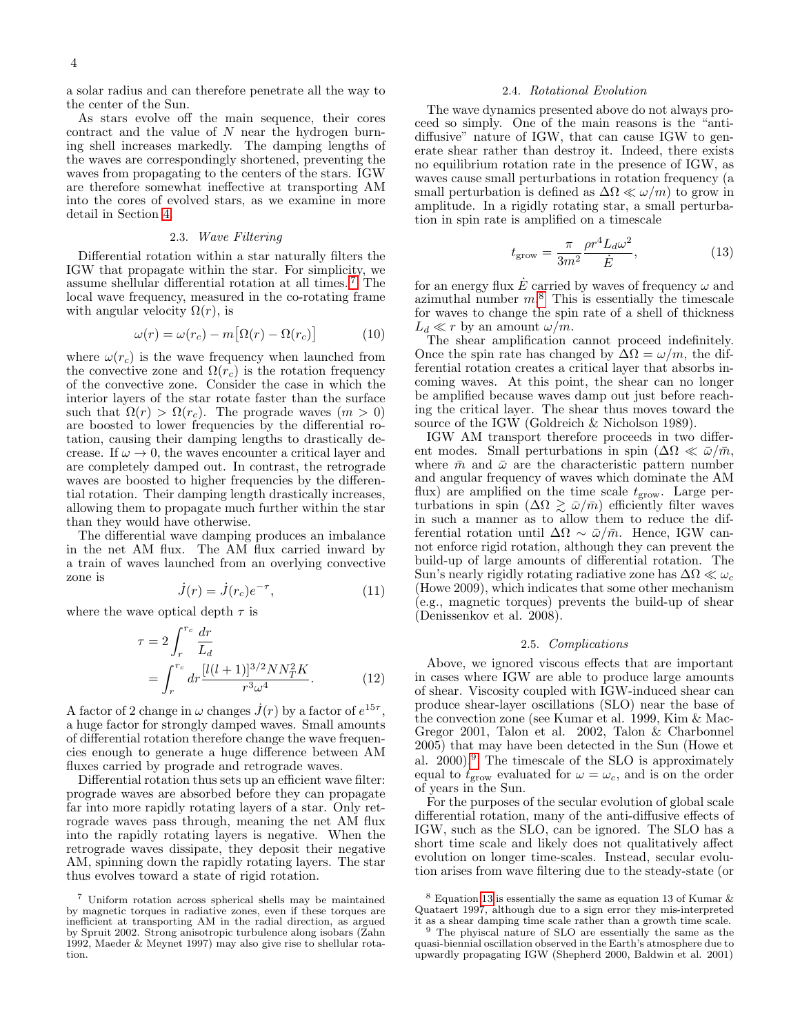a solar radius and can therefore penetrate all the way to the center of the Sun.

As stars evolve off the main sequence, their cores contract and the value of $N$ near the hydrogen burning shell increases markedly. The damping lengths of the waves are correspondingly shortened, preventing the waves from propagating to the centers of the stars. IGW are therefore somewhat ineffective at transporting AM into the cores of evolved stars, as we examine in more detail in Section 4.

### 2.3. *Wave Filtering*

Differential rotation within a star naturally filters the IGW that propagate within the star. For simplicity, we assume shellular differential rotation at all times.[7] The local wave frequency, measured in the co-rotating frame with angular velocity $\Omega(r)$, is

$$\omega(r) = \omega(r_c) - m\big[\Omega(r) - \Omega(r_c)\big] \tag{10}$$

where $\omega(r_c)$ is the wave frequency when launched from the convective zone and $\Omega(r_c)$ is the rotation frequency of the convective zone. Consider the case in which the interior layers of the star rotate faster than the surface such that $\Omega(r) > \Omega(r_c)$. The prograde waves ($m > 0$) are boosted to lower frequencies by the differential rotation, causing their damping lengths to drastically decrease. If $\omega \to 0$, the waves encounter a critical layer and are completely damped out. In contrast, the retrograde waves are boosted to higher frequencies by the differential rotation. Their damping length drastically increases, allowing them to propagate much further within the star than they would have otherwise.

The differential wave damping produces an imbalance in the net AM flux. The AM flux carried inward by a train of waves launched from an overlying convective zone is

$$\dot{J}(r) = \dot{J}(r_c)e^{-\tau}, \tag{11}$$

where the wave optical depth $\tau$ is

$$\begin{aligned}\tau &= 2\int_r^{r_c} \frac{dr}{L_d} \\ &= \int_r^{r_c} dr \frac{[l(l+1)]^{3/2} N N_T^2 K}{r^3 \omega^4}.\end{aligned} \tag{12}$$

A factor of 2 change in $\omega$ changes $\dot{J}(r)$ by a factor of $e^{15\tau}$, a huge factor for strongly damped waves. Small amounts of differential rotation therefore change the wave frequencies enough to generate a huge difference between AM fluxes carried by prograde and retrograde waves.

Differential rotation thus sets up an efficient wave filter: prograde waves are absorbed before they can propagate far into more rapidly rotating layers of a star. Only retrograde waves pass through, meaning the net AM flux into the rapidly rotating layers is negative. When the retrograde waves dissipate, they deposit their negative AM, spinning down the rapidly rotating layers. The star thus evolves toward a state of rigid rotation.

### 2.4. *Rotational Evolution*

The wave dynamics presented above do not always proceed so simply. One of the main reasons is the "anti-diffusive" nature of IGW, that can cause IGW to generate shear rather than destroy it. Indeed, there exists no equilibrium rotation rate in the presence of IGW, as waves cause small perturbations in rotation frequency (a small perturbation is defined as $\Delta\Omega \ll \omega/m$) to grow in amplitude. In a rigidly rotating star, a small perturbation in spin rate is amplified on a timescale

$$t_{\rm grow} = \frac{\pi}{3m^2} \frac{\rho r^4 L_d \omega^2}{\dot{E}}, \tag{13}$$

for an energy flux $\dot{E}$ carried by waves of frequency $\omega$ and azimuthal number $m$.[8] This is essentially the timescale for waves to change the spin rate of a shell of thickness $L_d \ll r$ by an amount $\omega/m$.

The shear amplification cannot proceed indefinitely. Once the spin rate has changed by $\Delta\Omega = \omega/m$, the differential rotation creates a critical layer that absorbs incoming waves. At this point, the shear can no longer be amplified because waves damp out just before reaching the critical layer. The shear thus moves toward the source of the IGW (Goldreich & Nicholson 1989).

IGW AM transport therefore proceeds in two different modes. Small perturbations in spin ($\Delta\Omega \ll \bar{\omega}/\bar{m}$, where $\bar{m}$ and $\bar{\omega}$ are the characteristic pattern number and angular frequency of waves which dominate the AM flux) are amplified on the time scale $t_{\rm grow}$. Large perturbations in spin ($\Delta\Omega \gtrsim \bar{\omega}/\bar{m}$) efficiently filter waves in such a manner as to allow them to reduce the differential rotation until $\Delta\Omega \sim \bar{\omega}/\bar{m}$. Hence, IGW cannot enforce rigid rotation, although they can prevent the build-up of large amounts of differential rotation. The Sun's nearly rigidly rotating radiative zone has $\Delta\Omega \ll \omega_c$ (Howe 2009), which indicates that some other mechanism (e.g., magnetic torques) prevents the build-up of shear (Denissenkov et al. 2008).

### 2.5. *Complications*

Above, we ignored viscous effects that are important in cases where IGW are able to produce large amounts of shear. Viscosity coupled with IGW-induced shear can produce shear-layer oscillations (SLO) near the base of the convection zone (see Kumar et al. 1999, Kim & MacGregor 2001, Talon et al. 2002, Talon & Charbonnel 2005) that may have been detected in the Sun (Howe et al. 2000).[9] The timescale of the SLO is approximately equal to $t_{\rm grow}$ evaluated for $\omega = \omega_c$, and is on the order of years in the Sun.

For the purposes of the secular evolution of global scale differential rotation, many of the anti-diffusive effects of IGW, such as the SLO, can be ignored. The SLO has a short time scale and likely does not qualitatively affect evolution on longer time-scales. Instead, secular evolution arises from wave filtering due to the steady-state (or

---

[7] Uniform rotation across spherical shells may be maintained by magnetic torques in radiative zones, even if these torques are inefficient at transporting AM in the radial direction, as argued by Spruit 2002. Strong anisotropic turbulence along isobars (Zahn 1992, Maeder & Meynet 1997) may also give rise to shellular rotation.

[8] Equation 13 is essentially the same as equation 13 of Kumar & Quataert 1997, although due to a sign error they mis-interpreted it as a shear damping time scale rather than a growth time scale.

[9] The phyiscal nature of SLO are essentially the same as the quasi-biennial oscillation observed in the Earth's atmosphere due to upwardly propagating IGW (Shepherd 2000, Baldwin et al. 2001)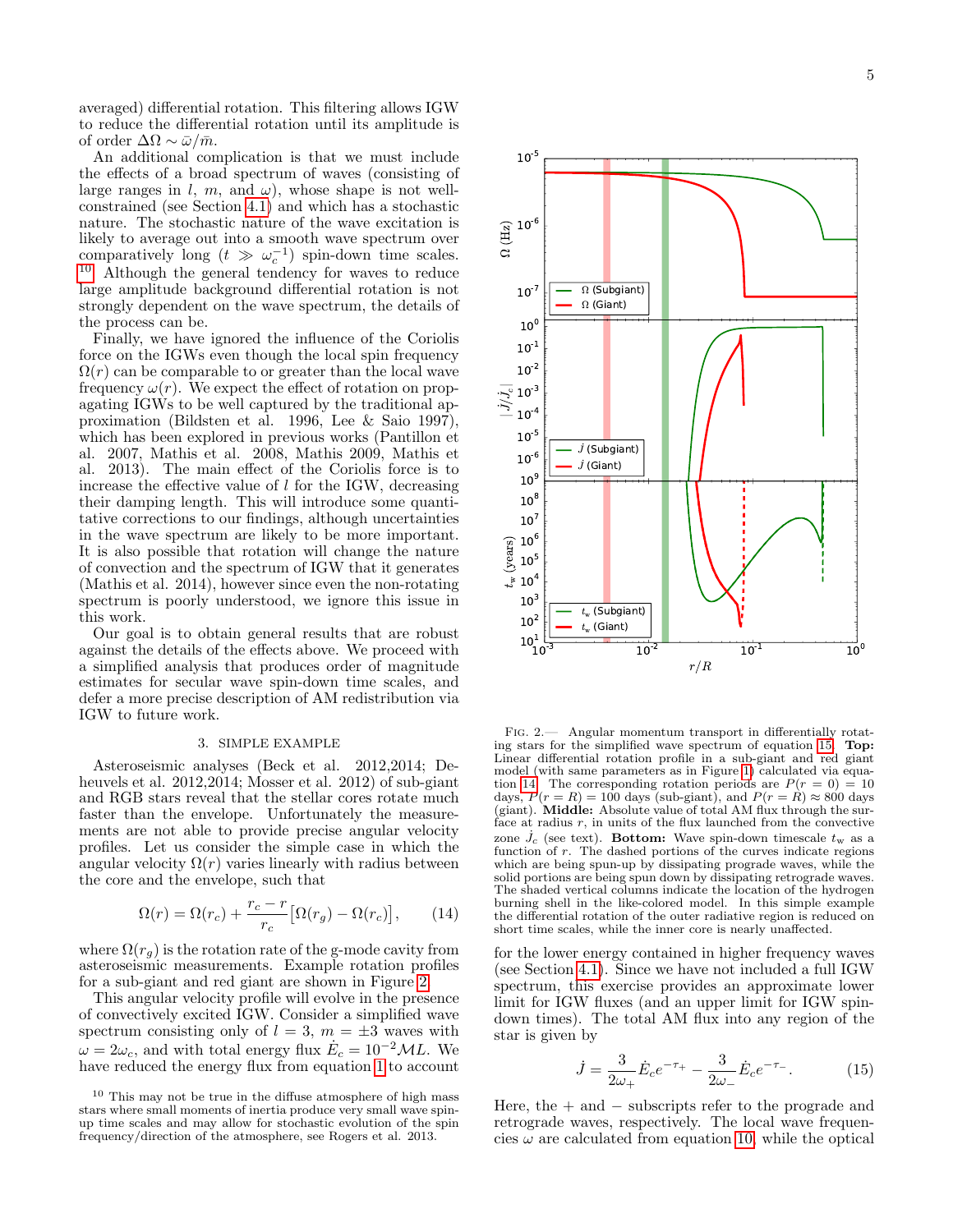averaged) differential rotation. This filtering allows IGW to reduce the differential rotation until its amplitude is of order $\Delta\Omega \sim \bar{\omega}/\bar{m}$.

An additional complication is that we must include the effects of a broad spectrum of waves (consisting of large ranges in $l$, $m$, and $\omega$), whose shape is not well-constrained (see Section 4.1) and which has a stochastic nature. The stochastic nature of the wave excitation is likely to average out into a smooth wave spectrum over comparatively long ($t \gg \omega_c^{-1}$) spin-down time scales.[10] Although the general tendency for waves to reduce large amplitude background differential rotation is not strongly dependent on the wave spectrum, the details of the process can be.

Finally, we have ignored the influence of the Coriolis force on the IGWs even though the local spin frequency $\Omega(r)$ can be comparable to or greater than the local wave frequency $\omega(r)$. We expect the effect of rotation on propagating IGWs to be well captured by the traditional approximation (Bildsten et al. 1996, Lee & Saio 1997), which has been explored in previous works (Pantillon et al. 2007, Mathis et al. 2008, Mathis 2009, Mathis et al. 2013). The main effect of the Coriolis force is to increase the effective value of $l$ for the IGW, decreasing their damping length. This will introduce some quantitative corrections to our findings, although uncertainties in the wave spectrum are likely to be more important. It is also possible that rotation will change the nature of convection and the spectrum of IGW that it generates (Mathis et al. 2014), however since even the non-rotating spectrum is poorly understood, we ignore this issue in this work.

Our goal is to obtain general results that are robust against the details of the effects above. We proceed with a simplified analysis that produces order of magnitude estimates for secular wave spin-down time scales, and defer a more precise description of AM redistribution via IGW to future work.

## 3. SIMPLE EXAMPLE

Asteroseismic analyses (Beck et al. 2012,2014; Deheuvels et al. 2012,2014; Mosser et al. 2012) of sub-giant and RGB stars reveal that the stellar cores rotate much faster than the envelope. Unfortunately the measurements are not able to provide precise angular velocity profiles. Let us consider the simple case in which the angular velocity $\Omega(r)$ varies linearly with radius between the core and the envelope, such that

$$\Omega(r) = \Omega(r_c) + \frac{r_c - r}{r_c}\big[\Omega(r_g) - \Omega(r_c)\big], \qquad (14)$$

where $\Omega(r_g)$ is the rotation rate of the g-mode cavity from asteroseismic measurements. Example rotation profiles for a sub-giant and red giant are shown in Figure 2.

This angular velocity profile will evolve in the presence of convectively excited IGW. Consider a simplified wave spectrum consisting only of $l = 3$, $m = \pm 3$ waves with $\omega = 2\omega_c$, and with total energy flux $\dot{E}_c = 10^{-2}\mathcal{M}L$. We have reduced the energy flux from equation 1 to account for the lower energy contained in higher frequency waves (see Section 4.1). Since we have not included a full IGW spectrum, this exercise provides an approximate lower limit for IGW fluxes (and an upper limit for IGW spin-down times). The total AM flux into any region of the star is given by

$$\dot{J} = \frac{3}{2\omega_+}\dot{E}_c e^{-\tau_+} - \frac{3}{2\omega_-}\dot{E}_c e^{-\tau_-}. \qquad (15)$$

Here, the + and − subscripts refer to the prograde and retrograde waves, respectively. The local wave frequencies $\omega$ are calculated from equation 10, while the optical

Fig. 2.— Angular momentum transport in differentially rotating stars for the simplified wave spectrum of equation 15. **Top:** Linear differential rotation profile in a sub-giant and red giant model (with same parameters as in Figure 1) calculated via equation 14. The corresponding rotation periods are $P(r=0) = 10$ days, $P(r=R) = 100$ days (sub-giant), and $P(r=R) \approx 800$ days (giant). **Middle:** Absolute value of total AM flux through the surface at radius $r$, in units of the flux launched from the convective zone $\dot{J}_c$ (see text). **Bottom:** Wave spin-down timescale $t_{\rm w}$ as a function of $r$. The dashed portions of the curves indicate regions which are being spun-up by dissipating prograde waves, while the solid portions are being spun down by dissipating retrograde waves. The shaded vertical columns indicate the location of the hydrogen burning shell in the like-colored model. In this simple example the differential rotation of the outer radiative region is reduced on short time scales, while the inner core is nearly unaffected.

[10] This may not be true in the diffuse atmosphere of high mass stars where small moments of inertia produce very small wave spin-up time scales and may allow for stochastic evolution of the spin frequency/direction of the atmosphere, see Rogers et al. 2013.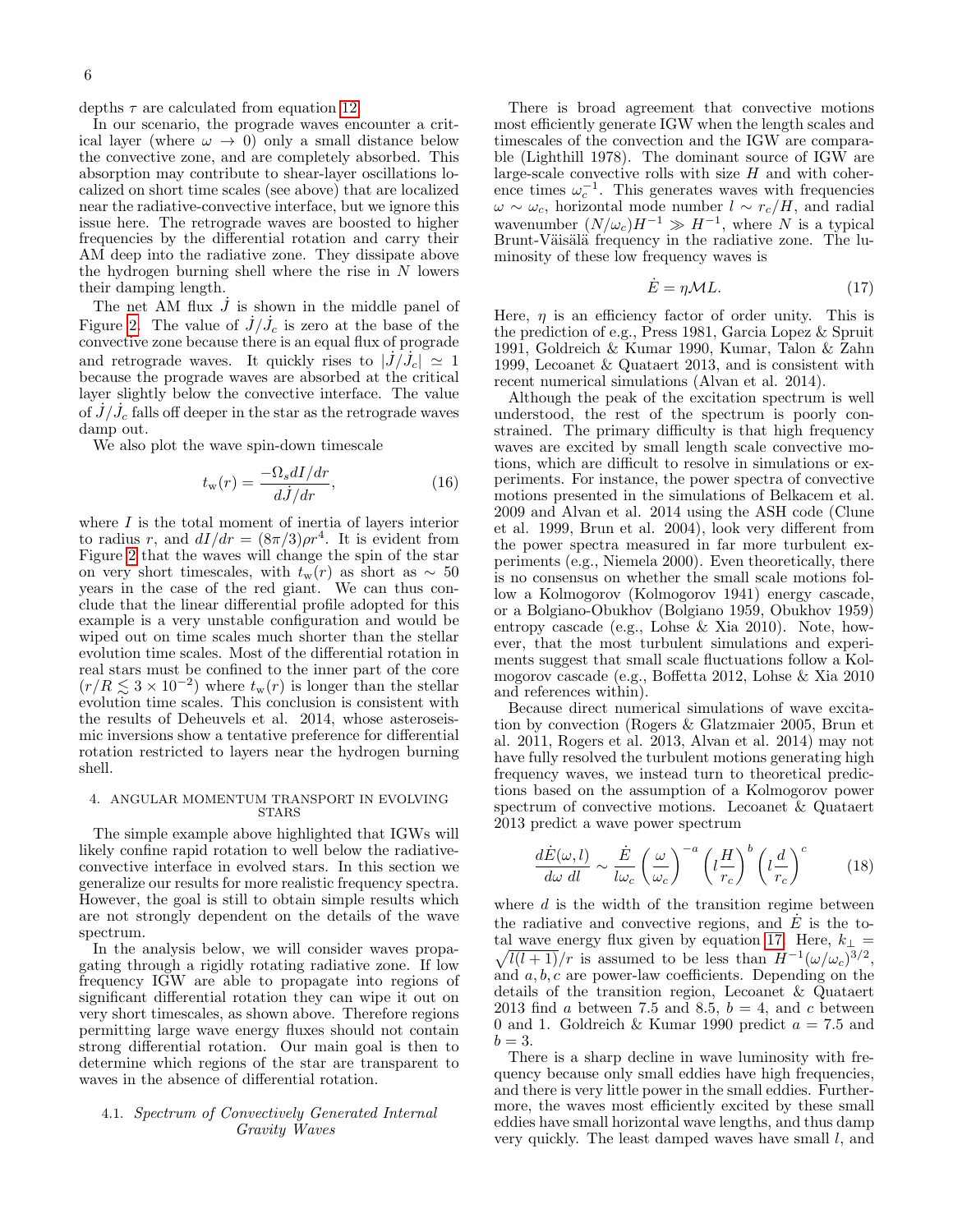depths $\tau$ are calculated from equation 12.

In our scenario, the prograde waves encounter a critical layer (where $\omega \to 0$) only a small distance below the convective zone, and are completely absorbed. This absorption may contribute to shear-layer oscillations localized on short time scales (see above) that are localized near the radiative-convective interface, but we ignore this issue here. The retrograde waves are boosted to higher frequencies by the differential rotation and carry their AM deep into the radiative zone. They dissipate above the hydrogen burning shell where the rise in $N$ lowers their damping length.

The net AM flux $\dot{J}$ is shown in the middle panel of Figure 2. The value of $\dot{J}/\dot{J}_c$ is zero at the base of the convective zone because there is an equal flux of prograde and retrograde waves. It quickly rises to $|\dot{J}/\dot{J}_c| \simeq 1$ because the prograde waves are absorbed at the critical layer slightly below the convective interface. The value of $\dot{J}/\dot{J}_c$ falls off deeper in the star as the retrograde waves damp out.

We also plot the wave spin-down timescale

$$t_{\rm w}(r) = \frac{-\Omega_s dI/dr}{d\dot{J}/dr}, \tag{16}$$

where $I$ is the total moment of inertia of layers interior to radius $r$, and $dI/dr = (8\pi/3)\rho r^4$. It is evident from Figure 2 that the waves will change the spin of the star on very short timescales, with $t_{\rm w}(r)$ as short as $\sim 50$ years in the case of the red giant. We can thus conclude that the linear differential profile adopted for this example is a very unstable configuration and would be wiped out on time scales much shorter than the stellar evolution time scales. Most of the differential rotation in real stars must be confined to the inner part of the core ($r/R \lesssim 3\times10^{-2}$) where $t_{\rm w}(r)$ is longer than the stellar evolution time scales. This conclusion is consistent with the results of Deheuvels et al. 2014, whose asteroseismic inversions show a tentative preference for differential rotation restricted to layers near the hydrogen burning shell.

## 4. ANGULAR MOMENTUM TRANSPORT IN EVOLVING STARS

The simple example above highlighted that IGWs will likely confine rapid rotation to well below the radiative-convective interface in evolved stars. In this section we generalize our results for more realistic frequency spectra. However, the goal is still to obtain simple results which are not strongly dependent on the details of the wave spectrum.

In the analysis below, we will consider waves propagating through a rigidly rotating radiative zone. If low frequency IGW are able to propagate into regions of significant differential rotation they can wipe it out on very short timescales, as shown above. Therefore regions permitting large wave energy fluxes should not contain strong differential rotation. Our main goal is then to determine which regions of the star are transparent to waves in the absence of differential rotation.

### 4.1. *Spectrum of Convectively Generated Internal Gravity Waves*

There is broad agreement that convective motions most efficiently generate IGW when the length scales and timescales of the convection and the IGW are comparable (Lighthill 1978). The dominant source of IGW are large-scale convective rolls with size $H$ and with coherence times $\omega_c^{-1}$. This generates waves with frequencies $\omega \sim \omega_c$, horizontal mode number $l \sim r_c/H$, and radial wavenumber $(N/\omega_c)H^{-1} \gg H^{-1}$, where $N$ is a typical Brunt-Väisälä frequency in the radiative zone. The luminosity of these low frequency waves is

$$\dot{E} = \eta \mathcal{M} L. \tag{17}$$

Here, $\eta$ is an efficiency factor of order unity. This is the prediction of e.g., Press 1981, Garcia Lopez & Spruit 1991, Goldreich & Kumar 1990, Kumar, Talon & Zahn 1999, Lecoanet & Quataert 2013, and is consistent with recent numerical simulations (Alvan et al. 2014).

Although the peak of the excitation spectrum is well understood, the rest of the spectrum is poorly constrained. The primary difficulty is that high frequency waves are excited by small length scale convective motions, which are difficult to resolve in simulations or experiments. For instance, the power spectra of convective motions presented in the simulations of Belkacem et al. 2009 and Alvan et al. 2014 using the ASH code (Clune et al. 1999, Brun et al. 2004), look very different from the power spectra measured in far more turbulent experiments (e.g., Niemela 2000). Even theoretically, there is no consensus on whether the small scale motions follow a Kolmogorov (Kolmogorov 1941) energy cascade, or a Bolgiano-Obukhov (Bolgiano 1959, Obukhov 1959) entropy cascade (e.g., Lohse & Xia 2010). Note, however, that the most turbulent simulations and experiments suggest that small scale fluctuations follow a Kolmogorov cascade (e.g., Boffetta 2012, Lohse & Xia 2010 and references within).

Because direct numerical simulations of wave excitation by convection (Rogers & Glatzmaier 2005, Brun et al. 2011, Rogers et al. 2013, Alvan et al. 2014) may not have fully resolved the turbulent motions generating high frequency waves, we instead turn to theoretical predictions based on the assumption of a Kolmogorov power spectrum of convective motions. Lecoanet & Quataert 2013 predict a wave power spectrum

$$\frac{d\dot{E}(\omega, l)}{d\omega\, dl} \sim \frac{\dot{E}}{l\omega_c}\left(\frac{\omega}{\omega_c}\right)^{-a}\left(l\frac{H}{r_c}\right)^{b}\left(l\frac{d}{r_c}\right)^{c} \tag{18}$$

where $d$ is the width of the transition regime between the radiative and convective regions, and $\dot{E}$ is the total wave energy flux given by equation 17. Here, $k_\perp = \sqrt{l(l+1)}/r$ is assumed to be less than $H^{-1}(\omega/\omega_c)^{3/2}$, and $a, b, c$ are power-law coefficients. Depending on the details of the transition region, Lecoanet & Quataert 2013 find $a$ between 7.5 and 8.5, $b = 4$, and $c$ between 0 and 1. Goldreich & Kumar 1990 predict $a = 7.5$ and $b = 3$.

There is a sharp decline in wave luminosity with frequency because only small eddies have high frequencies, and there is very little power in the small eddies. Furthermore, the waves most efficiently excited by these small eddies have small horizontal wave lengths, and thus damp very quickly. The least damped waves have small $l$, and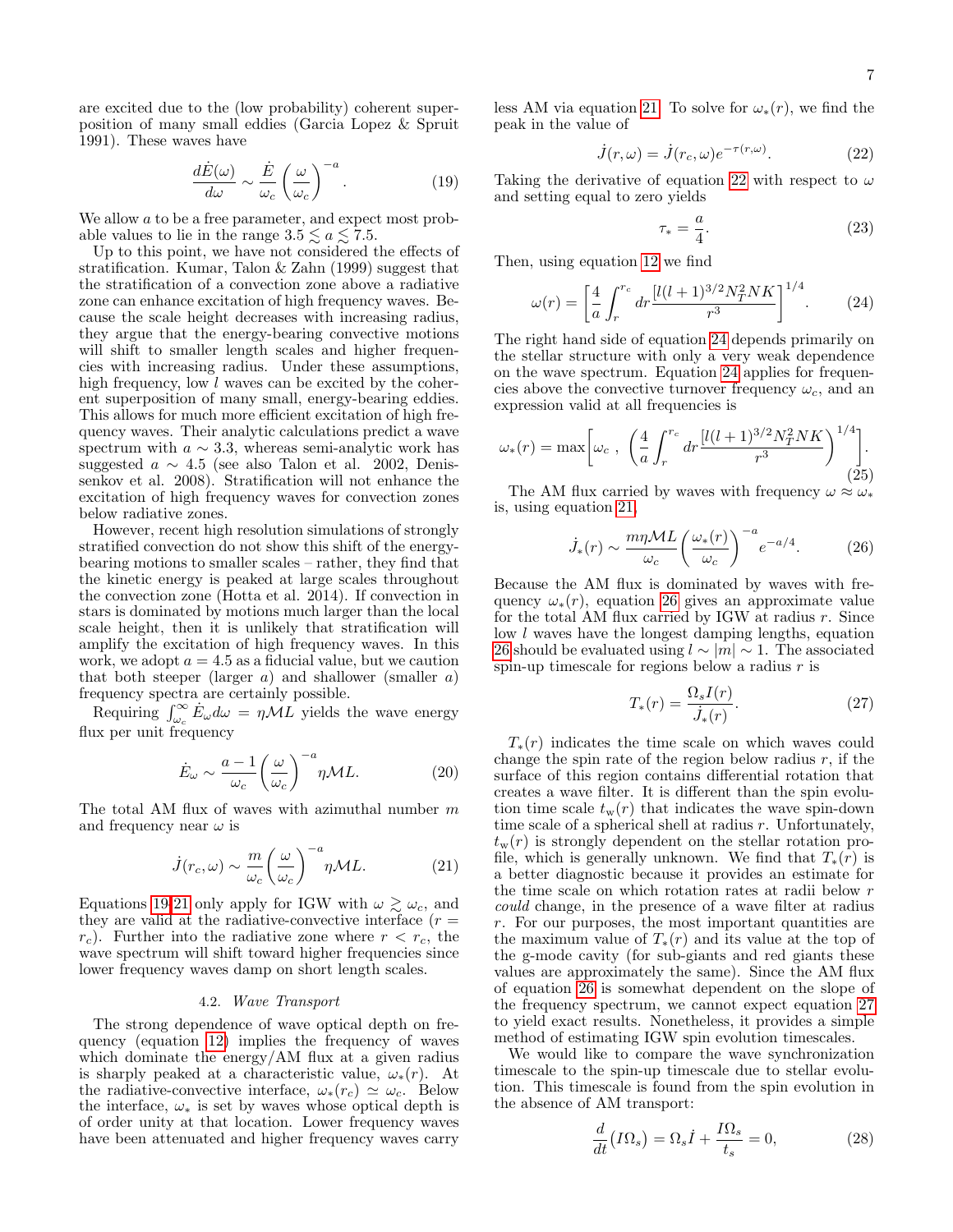are excited due to the (low probability) coherent superposition of many small eddies (Garcia Lopez & Spruit 1991). These waves have

$$\frac{d\dot{E}(\omega)}{d\omega} \sim \frac{\dot{E}}{\omega_c}\left(\frac{\omega}{\omega_c}\right)^{-a}. \tag{19}$$

We allow $a$ to be a free parameter, and expect most probable values to lie in the range $3.5 \lesssim a \lesssim 7.5$.

Up to this point, we have not considered the effects of stratification. Kumar, Talon & Zahn (1999) suggest that the stratification of a convection zone above a radiative zone can enhance excitation of high frequency waves. Because the scale height decreases with increasing radius, they argue that the energy-bearing convective motions will shift to smaller length scales and higher frequencies with increasing radius. Under these assumptions, high frequency, low $l$ waves can be excited by the coherent superposition of many small, energy-bearing eddies. This allows for much more efficient excitation of high frequency waves. Their analytic calculations predict a wave spectrum with $a \sim 3.3$, whereas semi-analytic work has suggested $a \sim 4.5$ (see also Talon et al. 2002, Denissenkov et al. 2008). Stratification will not enhance the excitation of high frequency waves for convection zones below radiative zones.

However, recent high resolution simulations of strongly stratified convection do not show this shift of the energy-bearing motions to smaller scales – rather, they find that the kinetic energy is peaked at large scales throughout the convection zone (Hotta et al. 2014). If convection in stars is dominated by motions much larger than the local scale height, then it is unlikely that stratification will amplify the excitation of high frequency waves. In this work, we adopt $a = 4.5$ as a fiducial value, but we caution that both steeper (larger $a$) and shallower (smaller $a$) frequency spectra are certainly possible.

Requiring $\int_{\omega_c}^{\infty} \dot{E}_\omega d\omega = \eta \mathcal{M} L$ yields the wave energy flux per unit frequency

$$\dot{E}_\omega \sim \frac{a-1}{\omega_c}\left(\frac{\omega}{\omega_c}\right)^{-a}\eta\mathcal{M}L. \tag{20}$$

The total AM flux of waves with azimuthal number $m$ and frequency near $\omega$ is

$$\dot{J}(r_c,\omega) \sim \frac{m}{\omega_c}\left(\frac{\omega}{\omega_c}\right)^{-a}\eta\mathcal{M}L. \tag{21}$$

Equations 19-21 only apply for IGW with $\omega \gtrsim \omega_c$, and they are valid at the radiative-convective interface ($r = r_c$). Further into the radiative zone where $r < r_c$, the wave spectrum will shift toward higher frequencies since lower frequency waves damp on short length scales.

### 4.2. *Wave Transport*

The strong dependence of wave optical depth on frequency (equation 12) implies the frequency of waves which dominate the energy/AM flux at a given radius is sharply peaked at a characteristic value, $\omega_*(r)$. At the radiative-convective interface, $\omega_*(r_c) \simeq \omega_c$. Below the interface, $\omega_*$ is set by waves whose optical depth is of order unity at that location. Lower frequency waves have been attenuated and higher frequency waves carry less AM via equation 21. To solve for $\omega_*(r)$, we find the peak in the value of

$$\dot{J}(r,\omega) = \dot{J}(r_c,\omega)e^{-\tau(r,\omega)}. \tag{22}$$

Taking the derivative of equation 22 with respect to $\omega$ and setting equal to zero yields

$$\tau_* = \frac{a}{4}. \tag{23}$$

Then, using equation 12 we find

$$\omega(r) = \left[\frac{4}{a}\int_r^{r_c} dr \frac{[l(l+1)^{3/2}N_T^2 NK}{r^3}\right]^{1/4}. \tag{24}$$

The right hand side of equation 24 depends primarily on the stellar structure with only a very weak dependence on the wave spectrum. Equation 24 applies for frequencies above the convective turnover frequency $\omega_c$, and an expression valid at all frequencies is

$$\omega_*(r) = \max\left[\omega_c\ ,\ \left(\frac{4}{a}\int_r^{r_c} dr \frac{[l(l+1)^{3/2}N_T^2 NK}{r^3}\right)^{1/4}\right]. \tag{25}$$

The AM flux carried by waves with frequency $\omega \approx \omega_*$ is, using equation 21,

$$\dot{J}_*(r) \sim \frac{m\eta\mathcal{M}L}{\omega_c}\left(\frac{\omega_*(r)}{\omega_c}\right)^{-a}e^{-a/4}. \tag{26}$$

Because the AM flux is dominated by waves with frequency $\omega_*(r)$, equation 26 gives an approximate value for the total AM flux carried by IGW at radius $r$. Since low $l$ waves have the longest damping lengths, equation 26 should be evaluated using $l \sim |m| \sim 1$. The associated spin-up timescale for regions below a radius $r$ is

$$T_*(r) = \frac{\Omega_s I(r)}{\dot{J}_*(r)}. \tag{27}$$

$T_*(r)$ indicates the time scale on which waves could change the spin rate of the region below radius $r$, if the surface of this region contains differential rotation that creates a wave filter. It is different than the spin evolution time scale $t_{\rm w}(r)$ that indicates the wave spin-down time scale of a spherical shell at radius $r$. Unfortunately, $t_{\rm w}(r)$ is strongly dependent on the stellar rotation profile, which is generally unknown. We find that $T_*(r)$ is a better diagnostic because it provides an estimate for the time scale on which rotation rates at radii below $r$ *could* change, in the presence of a wave filter at radius $r$. For our purposes, the most important quantities are the maximum value of $T_*(r)$ and its value at the top of the g-mode cavity (for sub-giants and red giants these values are approximately the same). Since the AM flux of equation 26 is somewhat dependent on the slope of the frequency spectrum, we cannot expect equation 27 to yield exact results. Nonetheless, it provides a simple method of estimating IGW spin evolution timescales.

We would like to compare the wave synchronization timescale to the spin-up timescale due to stellar evolution. This timescale is found from the spin evolution in the absence of AM transport:

$$\frac{d}{dt}\big(I\Omega_s\big) = \Omega_s \dot{I} + \frac{I\Omega_s}{t_s} = 0, \tag{28}$$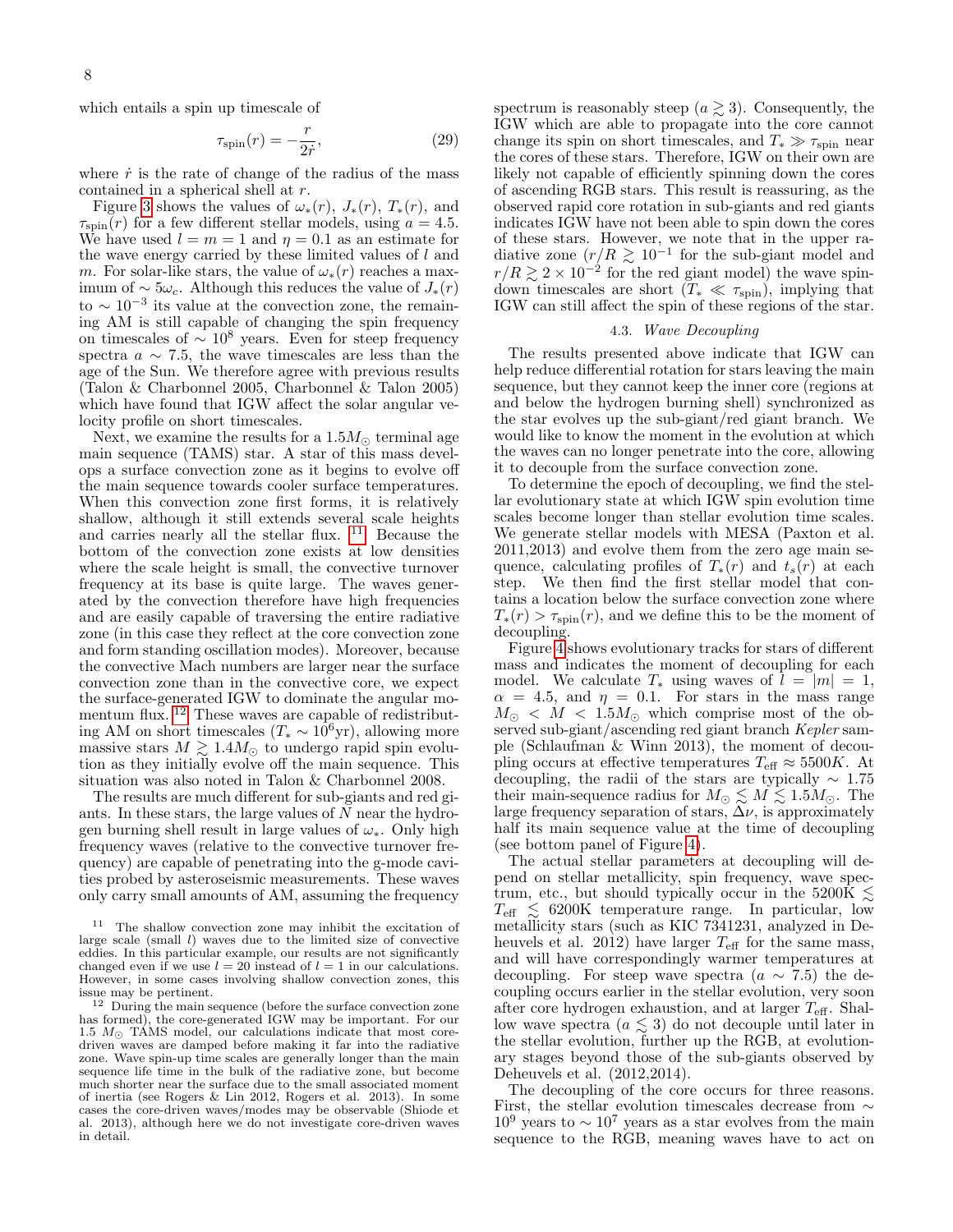which entails a spin up timescale of

$$\tau_{\rm spin}(r) = -\frac{r}{2\dot{r}}, \tag{29}$$

where $\dot{r}$ is the rate of change of the radius of the mass contained in a spherical shell at $r$.

Figure 3 shows the values of $\omega_*(r)$, $J_*(r)$, $T_*(r)$, and $\tau_{\rm spin}(r)$ for a few different stellar models, using $a = 4.5$. We have used $l = m = 1$ and $\eta = 0.1$ as an estimate for the wave energy carried by these limited values of $l$ and $m$. For solar-like stars, the value of $\omega_*(r)$ reaches a maximum of $\sim 5\omega_c$. Although this reduces the value of $J_*(r)$ to $\sim 10^{-3}$ its value at the convection zone, the remaining AM is still capable of changing the spin frequency on timescales of $\sim 10^8$ years. Even for steep frequency spectra $a \sim 7.5$, the wave timescales are less than the age of the Sun. We therefore agree with previous results (Talon & Charbonnel 2005, Charbonnel & Talon 2005) which have found that IGW affect the solar angular velocity profile on short timescales.

Next, we examine the results for a $1.5M_\odot$ terminal age main sequence (TAMS) star. A star of this mass develops a surface convection zone as it begins to evolve off the main sequence towards cooler surface temperatures. When this convection zone first forms, it is relatively shallow, although it still extends several scale heights and carries nearly all the stellar flux. [11] Because the bottom of the convection zone exists at low densities where the scale height is small, the convective turnover frequency at its base is quite large. The waves generated by the convection therefore have high frequencies and are easily capable of traversing the entire radiative zone (in this case they reflect at the core convection zone and form standing oscillation modes). Moreover, because the convective Mach numbers are larger near the surface convection zone than in the convective core, we expect the surface-generated IGW to dominate the angular momentum flux. [12] These waves are capable of redistributing AM on short timescales ($T_* \sim 10^6$yr), allowing more massive stars $M \gtrsim 1.4M_\odot$ to undergo rapid spin evolution as they initially evolve off the main sequence. This situation was also noted in Talon & Charbonnel 2008.

The results are much different for sub-giants and red giants. In these stars, the large values of $N$ near the hydrogen burning shell result in large values of $\omega_*$. Only high frequency waves (relative to the convective turnover frequency) are capable of penetrating into the g-mode cavities probed by asteroseismic measurements. These waves only carry small amounts of AM, assuming the frequency spectrum is reasonably steep ($a \gtrsim 3$). Consequently, the IGW which are able to propagate into the core cannot change its spin on short timescales, and $T_* \gg \tau_{\rm spin}$ near the cores of these stars. Therefore, IGW on their own are likely not capable of efficiently spinning down the cores of ascending RGB stars. This result is reassuring, as the observed rapid core rotation in sub-giants and red giants indicates IGW have not been able to spin down the cores of these stars. However, we note that in the upper radiative zone ($r/R \gtrsim 10^{-1}$ for the sub-giant model and $r/R \gtrsim 2 \times 10^{-2}$ for the red giant model) the wave spin-down timescales are short ($T_* \ll \tau_{\rm spin}$), implying that IGW can still affect the spin of these regions of the star.

### 4.3. *Wave Decoupling*

The results presented above indicate that IGW can help reduce differential rotation for stars leaving the main sequence, but they cannot keep the inner core (regions at and below the hydrogen burning shell) synchronized as the star evolves up the sub-giant/red giant branch. We would like to know the moment in the evolution at which the waves can no longer penetrate into the core, allowing it to decouple from the surface convection zone.

To determine the epoch of decoupling, we find the stellar evolutionary state at which IGW spin evolution time scales become longer than stellar evolution time scales. We generate stellar models with MESA (Paxton et al. 2011,2013) and evolve them from the zero age main sequence, calculating profiles of $T_*(r)$ and $t_s(r)$ at each step. We then find the first stellar model that contains a location below the surface convection zone where $T_*(r) > \tau_{\rm spin}(r)$, and we define this to be the moment of decoupling.

Figure 4 shows evolutionary tracks for stars of different mass and indicates the moment of decoupling for each model. We calculate $T_*$ using waves of $l = |m| = 1$, $\alpha = 4.5$, and $\eta = 0.1$. For stars in the mass range $M_\odot < M < 1.5M_\odot$ which comprise most of the observed sub-giant/ascending red giant branch *Kepler* sample (Schlaufman & Winn 2013), the moment of decoupling occurs at effective temperatures $T_{\rm eff} \approx 5500K$. At decoupling, the radii of the stars are typically $\sim 1.75$ their main-sequence radius for $M_\odot \lesssim M \lesssim 1.5M_\odot$. The large frequency separation of stars, $\Delta\nu$, is approximately half its main sequence value at the time of decoupling (see bottom panel of Figure 4).

The actual stellar parameters at decoupling will depend on stellar metallicity, spin frequency, wave spectrum, etc., but should typically occur in the $5200{\rm K} \lesssim T_{\rm eff} \lesssim 6200{\rm K}$ temperature range. In particular, low metallicity stars (such as KIC 7341231, analyzed in Deheuvels et al. 2012) have larger $T_{\rm eff}$ for the same mass, and will have correspondingly warmer temperatures at decoupling. For steep wave spectra ($a \sim 7.5$) the decoupling occurs earlier in the stellar evolution, very soon after core hydrogen exhaustion, and at larger $T_{\rm eff}$. Shallow wave spectra ($a \lesssim 3$) do not decouple until later in the stellar evolution, further up the RGB, at evolutionary stages beyond those of the sub-giants observed by Deheuvels et al. (2012,2014).

The decoupling of the core occurs for three reasons. First, the stellar evolution timescales decrease from $\sim 10^9$ years to $\sim 10^7$ years as a star evolves from the main sequence to the RGB, meaning waves have to act on

[11] The shallow convection zone may inhibit the excitation of large scale (small $l$) waves due to the limited size of convective eddies. In this particular example, our results are not significantly changed even if we use $l = 20$ instead of $l = 1$ in our calculations. However, in some cases involving shallow convection zones, this issue may be pertinent.

[12] During the main sequence (before the surface convection zone has formed), the core-generated IGW may be important. For our 1.5 $M_\odot$ TAMS model, our calculations indicate that most core-driven waves are damped before making it far into the radiative zone. Wave spin-up time scales are generally longer than the main sequence life time in the bulk of the radiative zone, but become much shorter near the surface due to the small associated moment of inertia (see Rogers & Lin 2012, Rogers et al. 2013). In some cases the core-driven waves/modes may be observable (Shiode et al. 2013), although here we do not investigate core-driven waves in detail.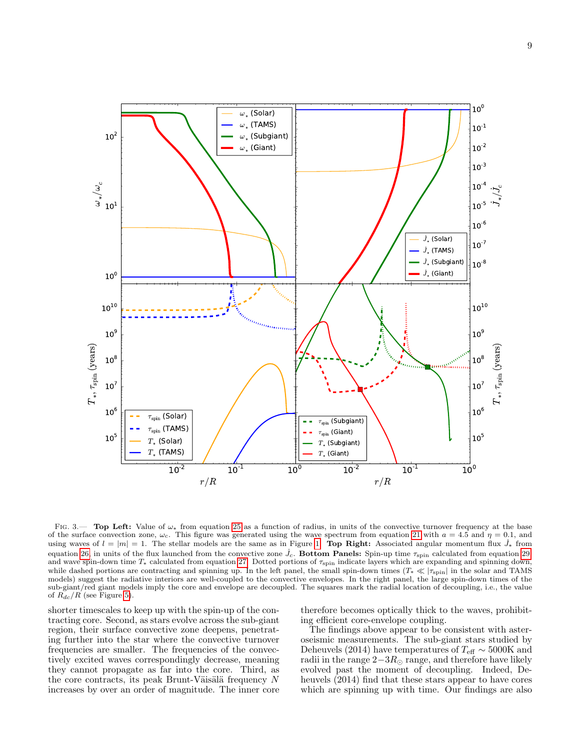FIG. 3.— **Top Left:** Value of $\omega_*$ from equation 25 as a function of radius, in units of the convective turnover frequency at the base of the surface convection zone, $\omega_c$. This figure was generated using the wave spectrum from equation 21 with $a = 4.5$ and $\eta = 0.1$, and using waves of $l = |m| = 1$. The stellar models are the same as in Figure 1. **Top Right:** Associated angular momentum flux $\dot{J}_*$ from equation 26, in units of the flux launched from the convective zone $\dot{J}_c$. **Bottom Panels:** Spin-up time $\tau_{\rm spin}$ calculated from equation 29 and wave spin-down time $T_*$ calculated from equation 27. Dotted portions of $\tau_{\rm spin}$ indicate layers which are expanding and spinning down, while dashed portions are contracting and spinning up. In the left panel, the small spin-down times ($T_* \ll |\tau_{\rm spin}|$ in the solar and TAMS models) suggest the radiative interiors are well-coupled to the convective envelopes. In the right panel, the large spin-down times of the sub-giant/red giant models imply the core and envelope are decoupled. The squares mark the radial location of decoupling, i.e., the value of $R_{dc}/R$ (see Figure 5).

shorter timescales to keep up with the spin-up of the contracting core. Second, as stars evolve across the sub-giant region, their surface convective zone deepens, penetrating further into the star where the convective turnover frequencies are smaller. The frequencies of the convectively excited waves correspondingly decrease, meaning they cannot propagate as far into the core. Third, as the core contracts, its peak Brunt-Väisälä frequency $N$ increases by over an order of magnitude. The inner core therefore becomes optically thick to the waves, prohibiting efficient core-envelope coupling.

The findings above appear to be consistent with asteroseismic measurements. The sub-giant stars studied by Deheuvels (2014) have temperatures of $T_{\rm eff} \sim 5000$K and radii in the range $2-3R_\odot$ range, and therefore have likely evolved past the moment of decoupling. Indeed, Deheuvels (2014) find that these stars appear to have cores which are spinning up with time. Our findings are also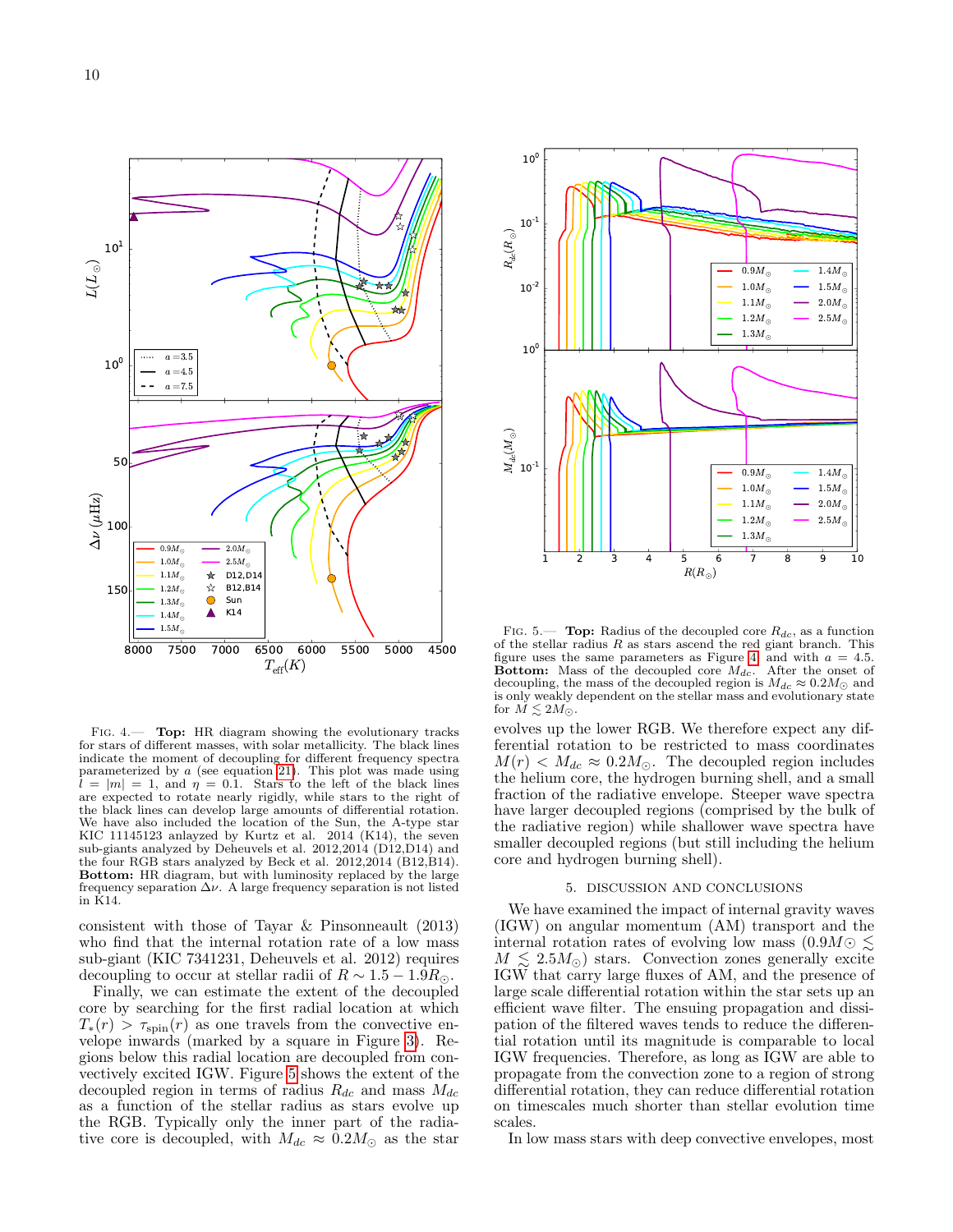FIG. 4.— **Top:** HR diagram showing the evolutionary tracks for stars of different masses, with solar metallicity. The black lines indicate the moment of decoupling for different frequency spectra parameterized by $a$ (see equation 21). This plot was made using $l = |m| = 1$, and $\eta = 0.1$. Stars to the left of the black lines are expected to rotate nearly rigidly, while stars to the right of the black lines can develop large amounts of differential rotation. We have also included the location of the Sun, the A-type star KIC 11145123 anlayzed by Kurtz et al. 2014 (K14), the seven sub-giants analyzed by Deheuvels et al. 2012,2014 (D12,D14) and the four RGB stars analyzed by Beck et al. 2012,2014 (B12,B14). **Bottom:** HR diagram, but with luminosity replaced by the large frequency separation $\Delta\nu$. A large frequency separation is not listed in K14.

consistent with those of Tayar & Pinsonneault (2013) who find that the internal rotation rate of a low mass sub-giant (KIC 7341231, Deheuvels et al. 2012) requires decoupling to occur at stellar radii of $R \sim 1.5 - 1.9 R_{\odot}$.

Finally, we can estimate the extent of the decoupled core by searching for the first radial location at which $T_*(r) > \tau_{\rm spin}(r)$ as one travels from the convective envelope inwards (marked by a square in Figure 3). Regions below this radial location are decoupled from convectively excited IGW. Figure 5 shows the extent of the decoupled region in terms of radius $R_{dc}$ and mass $M_{dc}$ as a function of the stellar radius as stars evolve up the RGB. Typically only the inner part of the radiative core is decoupled, with $M_{dc} \approx 0.2 M_{\odot}$ as the star evolves up the lower RGB. We therefore expect any differential rotation to be restricted to mass coordinates $M(r) < M_{dc} \approx 0.2 M_{\odot}$. The decoupled region includes the helium core, the hydrogen burning shell, and a small fraction of the radiative envelope. Steeper wave spectra have larger decoupled regions (comprised by the bulk of the radiative region) while shallower wave spectra have smaller decoupled regions (but still including the helium core and hydrogen burning shell).

FIG. 5.— **Top:** Radius of the decoupled core $R_{dc}$, as a function of the stellar radius $R$ as stars ascend the red giant branch. This figure uses the same parameters as Figure 4 and with $a = 4.5$. **Bottom:** Mass of the decoupled core $M_{dc}$. After the onset of decoupling, the mass of the decoupled region is $M_{dc} \approx 0.2 M_{\odot}$ and is only weakly dependent on the stellar mass and evolutionary state for $M \lesssim 2 M_{\odot}$.

## 5. DISCUSSION AND CONCLUSIONS

We have examined the impact of internal gravity waves (IGW) on angular momentum (AM) transport and the internal rotation rates of evolving low mass ($0.9 M_{\odot} \lesssim M \lesssim 2.5 M_{\odot}$) stars. Convection zones generally excite IGW that carry large fluxes of AM, and the presence of large scale differential rotation within the star sets up an efficient wave filter. The ensuing propagation and dissipation of the filtered waves tends to reduce the differential rotation until its magnitude is comparable to local IGW frequencies. Therefore, as long as IGW are able to propagate from the convection zone to a region of strong differential rotation, they can reduce differential rotation on timescales much shorter than stellar evolution time scales.

In low mass stars with deep convective envelopes, most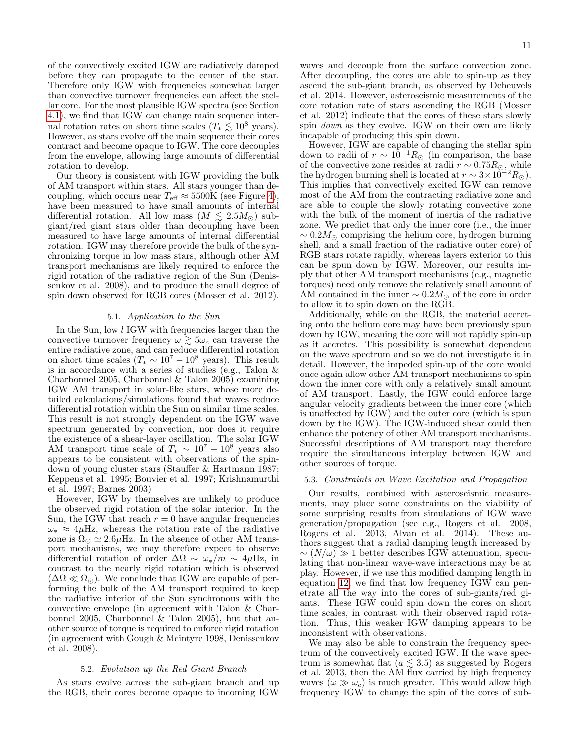of the convectively excited IGW are radiatively damped before they can propagate to the center of the star. Therefore only IGW with frequencies somewhat larger than convective turnover frequencies can affect the stellar core. For the most plausible IGW spectra (see Section 4.1), we find that IGW can change main sequence internal rotation rates on short time scales ($T_* \lesssim 10^8$ years). However, as stars evolve off the main sequence their cores contract and become opaque to IGW. The core decouples from the envelope, allowing large amounts of differential rotation to develop.

Our theory is consistent with IGW providing the bulk of AM transport within stars. All stars younger than decoupling, which occurs near $T_{\rm eff} \approx 5500$K (see Figure 4), have been measured to have small amounts of internal differential rotation. All low mass ($M \lesssim 2.5 M_\odot$) subgiant/red giant stars older than decoupling have been measured to have large amounts of internal differential rotation. IGW may therefore provide the bulk of the synchronizing torque in low mass stars, although other AM transport mechanisms are likely required to enforce the rigid rotation of the radiative region of the Sun (Denissenkov et al. 2008), and to produce the small degree of spin down observed for RGB cores (Mosser et al. 2012).

### 5.1. *Application to the Sun*

In the Sun, low $l$ IGW with frequencies larger than the convective turnover frequency $\omega \gtrsim 5\omega_c$ can traverse the entire radiative zone, and can reduce differential rotation on short time scales ($T_* \sim 10^7 - 10^8$ years). This result is in accordance with a series of studies (e.g., Talon & Charbonnel 2005, Charbonnel & Talon 2005) examining IGW AM transport in solar-like stars, whose more detailed calculations/simulations found that waves reduce differential rotation within the Sun on similar time scales. This result is not strongly dependent on the IGW wave spectrum generated by convection, nor does it require the existence of a shear-layer oscillation. The solar IGW AM transport time scale of $T_* \sim 10^7 - 10^8$ years also appears to be consistent with observations of the spin-down of young cluster stars (Stauffer & Hartmann 1987; Keppens et al. 1995; Bouvier et al. 1997; Krishnamurthi et al. 1997; Barnes 2003)

However, IGW by themselves are unlikely to produce the observed rigid rotation of the solar interior. In the Sun, the IGW that reach $r = 0$ have angular frequencies $\omega_* \approx 4\mu$Hz, whereas the rotation rate of the radiative zone is $\Omega_\odot \simeq 2.6\mu$Hz. In the absence of other AM transport mechanisms, we may therefore expect to observe differential rotation of order $\Delta\Omega \sim \omega_*/m \sim 4\mu$Hz, in contrast to the nearly rigid rotation which is observed ($\Delta\Omega \ll \Omega_\odot$). We conclude that IGW are capable of performing the bulk of the AM transport required to keep the radiative interior of the Sun synchronous with the convective envelope (in agreement with Talon & Charbonnel 2005, Charbonnel & Talon 2005), but that another source of torque is required to enforce rigid rotation (in agreement with Gough & Mcintyre 1998, Denissenkov et al. 2008).

### 5.2. *Evolution up the Red Giant Branch*

As stars evolve across the sub-giant branch and up the RGB, their cores become opaque to incoming IGW waves and decouple from the surface convection zone. After decoupling, the cores are able to spin-up as they ascend the sub-giant branch, as observed by Deheuvels et al. 2014. However, asteroseismic measurements of the core rotation rate of stars ascending the RGB (Mosser et al. 2012) indicate that the cores of these stars slowly spin *down* as they evolve. IGW on their own are likely incapable of producing this spin down.

However, IGW are capable of changing the stellar spin down to radii of $r \sim 10^{-1} R_\odot$ (in comparison, the base of the convective zone resides at radii $r \sim 0.75 R_\odot$, while the hydrogen burning shell is located at $r \sim 3\times10^{-2} R_\odot$). This implies that convectively excited IGW can remove most of the AM from the contracting radiative zone and are able to couple the slowly rotating convective zone with the bulk of the moment of inertia of the radiative zone. We predict that only the inner core (i.e., the inner $\sim 0.2 M_\odot$ comprising the helium core, hydrogen burning shell, and a small fraction of the radiative outer core) of RGB stars rotate rapidly, whereas layers exterior to this can be spun down by IGW. Moreover, our results imply that other AM transport mechanisms (e.g., magnetic torques) need only remove the relatively small amount of AM contained in the inner $\sim 0.2 M_\odot$ of the core in order to allow it to spin down on the RGB.

Additionally, while on the RGB, the material accreting onto the helium core may have been previously spun down by IGW, meaning the core will not rapidly spin-up as it accretes. This possibility is somewhat dependent on the wave spectrum and so we do not investigate it in detail. However, the impeded spin-up of the core would once again allow other AM transport mechanisms to spin down the inner core with only a relatively small amount of AM transport. Lastly, the IGW could enforce large angular velocity gradients between the inner core (which is unaffected by IGW) and the outer core (which is spun down by the IGW). The IGW-induced shear could then enhance the potency of other AM transport mechanisms. Successful descriptions of AM transport may therefore require the simultaneous interplay between IGW and other sources of torque.

### 5.3. *Constraints on Wave Excitation and Propagation*

Our results, combined with asteroseismic measurements, may place some constraints on the viability of some surprising results from simulations of IGW wave generation/propagation (see e.g., Rogers et al. 2008, Rogers et al. 2013, Alvan et al. 2014). These authors suggest that a radial damping length increased by $\sim (N/\omega) \gg 1$ better describes IGW attenuation, speculating that non-linear wave-wave interactions may be at play. However, if we use this modified damping length in equation 12, we find that low frequency IGW can penetrate all the way into the cores of sub-giants/red giants. These IGW could spin down the cores on short time scales, in contrast with their observed rapid rotation. Thus, this weaker IGW damping appears to be inconsistent with observations.

We may also be able to constrain the frequency spectrum of the convectively excited IGW. If the wave spectrum is somewhat flat ($a \lesssim 3.5$) as suggested by Rogers et al. 2013, then the AM flux carried by high frequency waves ($\omega \gg \omega_c$) is much greater. This would allow high frequency IGW to change the spin of the cores of sub-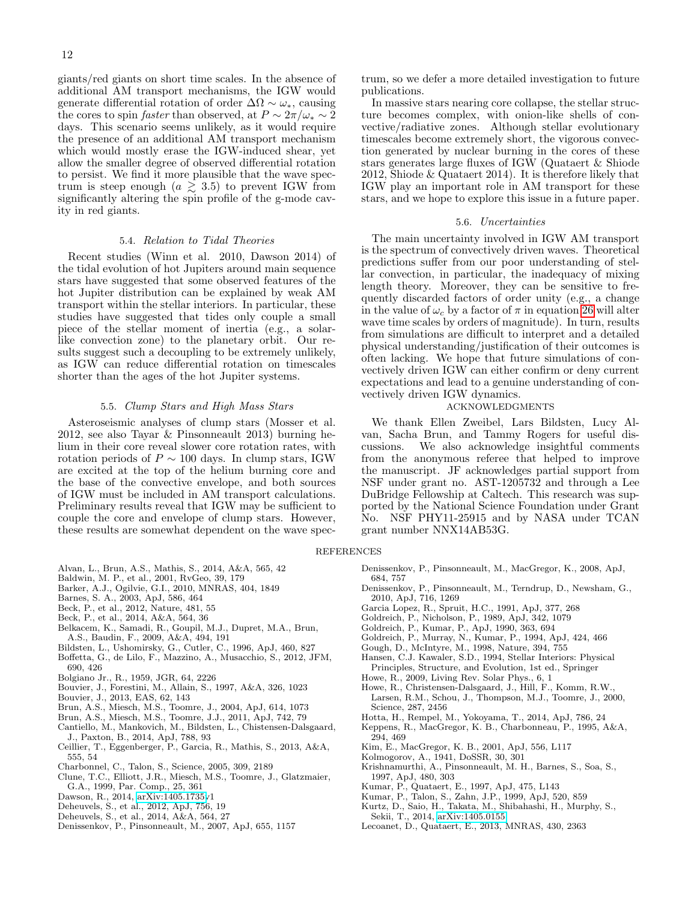giants/red giants on short time scales. In the absence of additional AM transport mechanisms, the IGW would generate differential rotation of order $\Delta\Omega \sim \omega_*$, causing the cores to spin *faster* than observed, at $P \sim 2\pi/\omega_* \sim 2$ days. This scenario seems unlikely, as it would require the presence of an additional AM transport mechanism which would mostly erase the IGW-induced shear, yet allow the smaller degree of observed differential rotation to persist. We find it more plausible that the wave spectrum is steep enough ($a \gtrsim 3.5$) to prevent IGW from significantly altering the spin profile of the g-mode cavity in red giants.

### 5.4. *Relation to Tidal Theories*

Recent studies (Winn et al. 2010, Dawson 2014) of the tidal evolution of hot Jupiters around main sequence stars have suggested that some observed features of the hot Jupiter distribution can be explained by weak AM transport within the stellar interiors. In particular, these studies have suggested that tides only couple a small piece of the stellar moment of inertia (e.g., a solar-like convection zone) to the planetary orbit. Our results suggest such a decoupling to be extremely unlikely, as IGW can reduce differential rotation on timescales shorter than the ages of the hot Jupiter systems.

### 5.5. *Clump Stars and High Mass Stars*

Asteroseismic analyses of clump stars (Mosser et al. 2012, see also Tayar & Pinsonneault 2013) burning helium in their core reveal slower core rotation rates, with rotation periods of $P \sim 100$ days. In clump stars, IGW are excited at the top of the helium burning core and the base of the convective envelope, and both sources of IGW must be included in AM transport calculations. Preliminary results reveal that IGW may be sufficient to couple the core and envelope of clump stars. However, these results are somewhat dependent on the wave spectrum, so we defer a more detailed investigation to future publications.

In massive stars nearing core collapse, the stellar structure becomes complex, with onion-like shells of convective/radiative zones. Although stellar evolutionary timescales become extremely short, the vigorous convection generated by nuclear burning in the cores of these stars generates large fluxes of IGW (Quataert & Shiode 2012, Shiode & Quataert 2014). It is therefore likely that IGW play an important role in AM transport for these stars, and we hope to explore this issue in a future paper.

### 5.6. *Uncertainties*

The main uncertainty involved in IGW AM transport is the spectrum of convectively driven waves. Theoretical predictions suffer from our poor understanding of stellar convection, in particular, the inadequacy of mixing length theory. Moreover, they can be sensitive to frequently discarded factors of order unity (e.g., a change in the value of $\omega_c$ by a factor of $\pi$ in equation 26 will alter wave time scales by orders of magnitude). In turn, results from simulations are difficult to interpret and a detailed physical understanding/justification of their outcomes is often lacking. We hope that future simulations of convectively driven IGW can either confirm or deny current expectations and lead to a genuine understanding of convectively driven IGW dynamics.

## ACKNOWLEDGMENTS

We thank Ellen Zweibel, Lars Bildsten, Lucy Alvan, Sacha Brun, and Tammy Rogers for useful discussions. We also acknowledge insightful comments from the anonymous referee that helped to improve the manuscript. JF acknowledges partial support from NSF under grant no. AST-1205732 and through a Lee DuBridge Fellowship at Caltech. This research was supported by the National Science Foundation under Grant No. NSF PHY11-25915 and by NASA under TCAN grant number NNX14AB53G.

## REFERENCES

Alvan, L., Brun, A.S., Mathis, S., 2014, A&A, 565, 42
Baldwin, M. P., et al., 2001, RvGeo, 39, 179
Barker, A.J., Ogilvie, G.I., 2010, MNRAS, 404, 1849
Barnes, S. A., 2003, ApJ, 586, 464
Beck, P., et al., 2012, Nature, 481, 55
Beck, P., et al., 2014, A&A, 564, 36
Belkacem, K., Samadi, R., Goupil, M.J., Dupret, M.A., Brun, A.S., Baudin, F., 2009, A&A, 494, 191
Bildsten, L., Ushomirsky, G., Cutler, C., 1996, ApJ, 460, 827
Boffetta, G., de Lilo, F., Mazzino, A., Musacchio, S., 2012, JFM, 690, 426
Bolgiano Jr., R., 1959, JGR, 64, 2226
Bouvier, J., Forestini, M., Allain, S., 1997, A&A, 326, 1023
Bouvier, J., 2013, EAS, 62, 143
Brun, A.S., Miesch, M.S., Toomre, J., 2004, ApJ, 614, 1073
Brun, A.S., Miesch, M.S., Toomre, J.J., 2011, ApJ, 742, 79
Cantiello, M., Mankovich, M., Bildsten, L., Chistensen-Dalsgaard, J., Paxton, B., 2014, ApJ, 788, 93
Ceillier, T., Eggenberger, P., Garcia, R., Mathis, S., 2013, A&A, 555, 54
Charbonnel, C., Talon, S., Science, 2005, 309, 2189
Clune, T.C., Elliott, J.R., Miesch, M.S., Toomre, J., Glatzmaier, G.A., 1999, Par. Comp., 25, 361
Dawson, R., 2014, arXiv:1405.1735v1
Deheuvels, S., et al., 2012, ApJ, 756, 19
Deheuvels, S., et al., 2014, A&A, 564, 27
Denissenkov, P., Pinsonneault, M., 2007, ApJ, 655, 1157
Denissenkov, P., Pinsonneault, M., MacGregor, K., 2008, ApJ, 684, 757
Denissenkov, P., Pinsonneault, M., Terndrup, D., Newsham, G., 2010, ApJ, 716, 1269
Garcia Lopez, R., Spruit, H.C., 1991, ApJ, 377, 268
Goldreich, P., Nicholson, P., 1989, ApJ, 342, 1079
Goldreich, P., Kumar, P., ApJ, 1990, 363, 694
Goldreich, P., Murray, N., Kumar, P., 1994, ApJ, 424, 466
Gough, D., McIntyre, M., 1998, Nature, 394, 755
Hansen, C.J. Kawaler, S.D., 1994, Stellar Interiors: Physical Principles, Structure, and Evolution, 1st ed., Springer
Howe, R., 2009, Living Rev. Solar Phys., 6, 1
Howe, R., Christensen-Dalsgaard, J., Hill, F., Komm, R.W., Larsen, R.M., Schou, J., Thompson, M.J., Toomre, J., 2000, Science, 287, 2456
Hotta, H., Rempel, M., Yokoyama, T., 2014, ApJ, 786, 24
Keppens, R., MacGregor, K. B., Charbonneau, P., 1995, A&A, 294, 469
Kim, E., MacGregor, K. B., 2001, ApJ, 556, L117
Kolmogorov, A., 1941, DoSSR, 30, 301
Krishnamurthi, A., Pinsonneault, M. H., Barnes, S., Soa, S., 1997, ApJ, 480, 303
Kumar, P., Quataert, E., 1997, ApJ, 475, L143
Kumar, P., Talon, S., Zahn, J.P., 1999, ApJ, 520, 859
Kurtz, D., Saio, H., Takata, M., Shibahashi, H., Murphy, S., Sekii, T., 2014, arXiv:1405.0155
Lecoanet, D., Quataert, E., 2013, MNRAS, 430, 2363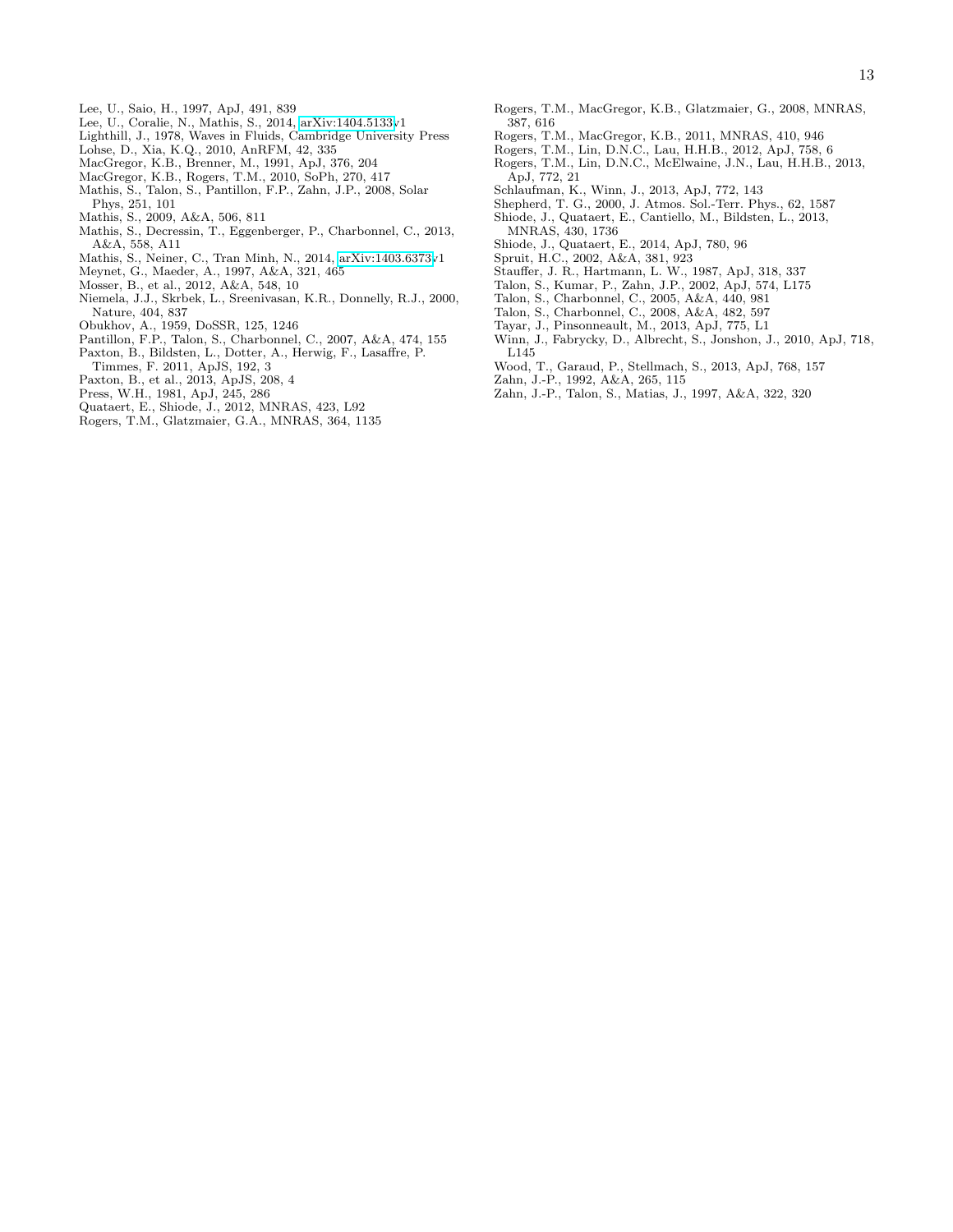Lee, U., Saio, H., 1997, ApJ, 491, 839

Lee, U., Coralie, N., Mathis, S., 2014, arXiv:1404.5133v1

Lighthill, J., 1978, Waves in Fluids, Cambridge University Press

Lohse, D., Xia, K.Q., 2010, AnRFM, 42, 335

MacGregor, K.B., Brenner, M., 1991, ApJ, 376, 204

MacGregor, K.B., Rogers, T.M., 2010, SoPh, 270, 417

Mathis, S., Talon, S., Pantillon, F.P., Zahn, J.P., 2008, Solar Phys, 251, 101

Mathis, S., 2009, A&A, 506, 811

Mathis, S., Decressin, T., Eggenberger, P., Charbonnel, C., 2013, A&A, 558, A11

Mathis, S., Neiner, C., Tran Minh, N., 2014, arXiv:1403.6373v1

Meynet, G., Maeder, A., 1997, A&A, 321, 465

Mosser, B., et al., 2012, A&A, 548, 10

Niemela, J.J., Skrbek, L., Sreenivasan, K.R., Donnelly, R.J., 2000, Nature, 404, 837

Obukhov, A., 1959, DoSSR, 125, 1246

Pantillon, F.P., Talon, S., Charbonnel, C., 2007, A&A, 474, 155

Paxton, B., Bildsten, L., Dotter, A., Herwig, F., Lasaffre, P. Timmes, F. 2011, ApJS, 192, 3

Paxton, B., et al., 2013, ApJS, 208, 4

Press, W.H., 1981, ApJ, 245, 286

Quataert, E., Shiode, J., 2012, MNRAS, 423, L92

Rogers, T.M., Glatzmaier, G.A., MNRAS, 364, 1135

Rogers, T.M., MacGregor, K.B., Glatzmaier, G., 2008, MNRAS, 387, 616

Rogers, T.M., MacGregor, K.B., 2011, MNRAS, 410, 946

Rogers, T.M., Lin, D.N.C., Lau, H.H.B., 2012, ApJ, 758, 6

Rogers, T.M., Lin, D.N.C., McElwaine, J.N., Lau, H.H.B., 2013, ApJ, 772, 21

Schlaufman, K., Winn, J., 2013, ApJ, 772, 143

Shepherd, T. G., 2000, J. Atmos. Sol.-Terr. Phys., 62, 1587

Shiode, J., Quataert, E., Cantiello, M., Bildsten, L., 2013, MNRAS, 430, 1736

Shiode, J., Quataert, E., 2014, ApJ, 780, 96

Spruit, H.C., 2002, A&A, 381, 923

Stauffer, J. R., Hartmann, L. W., 1987, ApJ, 318, 337

Talon, S., Kumar, P., Zahn, J.P., 2002, ApJ, 574, L175

Talon, S., Charbonnel, C., 2005, A&A, 440, 981

Talon, S., Charbonnel, C., 2008, A&A, 482, 597

Tayar, J., Pinsonneault, M., 2013, ApJ, 775, L1

Winn, J., Fabrycky, D., Albrecht, S., Jonshon, J., 2010, ApJ, 718, L145

Wood, T., Garaud, P., Stellmach, S., 2013, ApJ, 768, 157

Zahn, J.-P., 1992, A&A, 265, 115

Zahn, J.-P., Talon, S., Matias, J., 1997, A&A, 322, 320